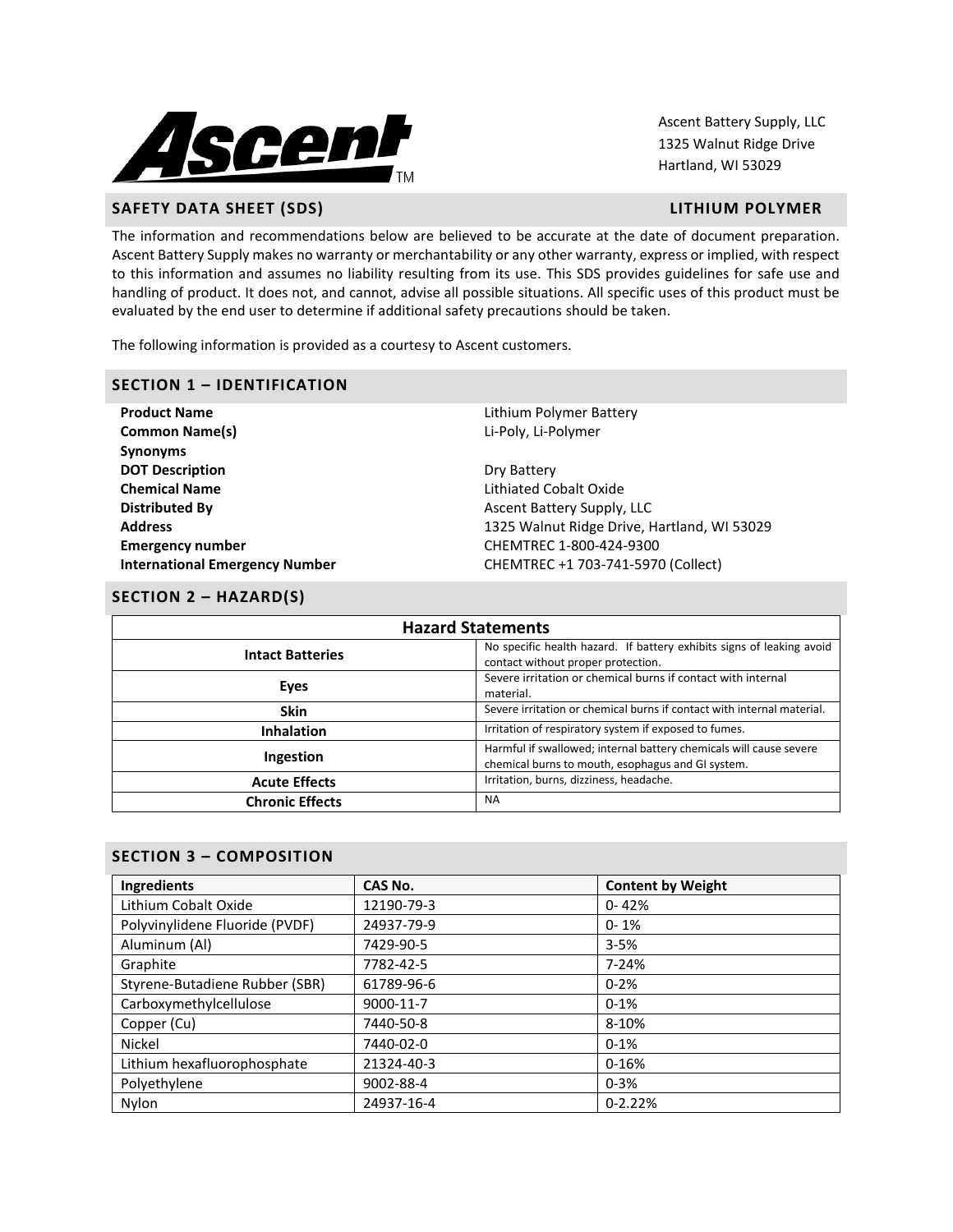Ascent Battery Supply, LLC
1325 Walnut Ridge Drive
Hartland, WI 53029

## SAFETY DATA SHEET (SDS) — LITHIUM POLYMER

The information and recommendations below are believed to be accurate at the date of document preparation. Ascent Battery Supply makes no warranty or merchantability or any other warranty, express or implied, with respect to this information and assumes no liability resulting from its use. This SDS provides guidelines for safe use and handling of product. It does not, and cannot, advise all possible situations. All specific uses of this product must be evaluated by the end user to determine if additional safety precautions should be taken.

The following information is provided as a courtesy to Ascent customers.

## SECTION 1 – IDENTIFICATION

| | |
|---|---|
| **Product Name** | Lithium Polymer Battery |
| **Common Name(s)** | Li-Poly, Li-Polymer |
| **Synonyms** | |
| **DOT Description** | Dry Battery |
| **Chemical Name** | Lithiated Cobalt Oxide |
| **Distributed By** | Ascent Battery Supply, LLC |
| **Address** | 1325 Walnut Ridge Drive, Hartland, WI 53029 |
| **Emergency number** | CHEMTREC 1-800-424-9300 |
| **International Emergency Number** | CHEMTREC +1 703-741-5970 (Collect) |

## SECTION 2 – HAZARD(S)

| Hazard Statements | |
|---|---|
| **Intact Batteries** | No specific health hazard. If battery exhibits signs of leaking avoid contact without proper protection. |
| **Eyes** | Severe irritation or chemical burns if contact with internal material. |
| **Skin** | Severe irritation or chemical burns if contact with internal material. |
| **Inhalation** | Irritation of respiratory system if exposed to fumes. |
| **Ingestion** | Harmful if swallowed; internal battery chemicals will cause severe chemical burns to mouth, esophagus and GI system. |
| **Acute Effects** | Irritation, burns, dizziness, headache. |
| **Chronic Effects** | NA |

## SECTION 3 – COMPOSITION

| Ingredients | CAS No. | Content by Weight |
|---|---|---|
| Lithium Cobalt Oxide | 12190-79-3 | 0- 42% |
| Polyvinylidene Fluoride (PVDF) | 24937-79-9 | 0- 1% |
| Aluminum (Al) | 7429-90-5 | 3-5% |
| Graphite | 7782-42-5 | 7-24% |
| Styrene-Butadiene Rubber (SBR) | 61789-96-6 | 0-2% |
| Carboxymethylcellulose | 9000-11-7 | 0-1% |
| Copper (Cu) | 7440-50-8 | 8-10% |
| Nickel | 7440-02-0 | 0-1% |
| Lithium hexafluorophosphate | 21324-40-3 | 0-16% |
| Polyethylene | 9002-88-4 | 0-3% |
| Nylon | 24937-16-4 | 0-2.22% |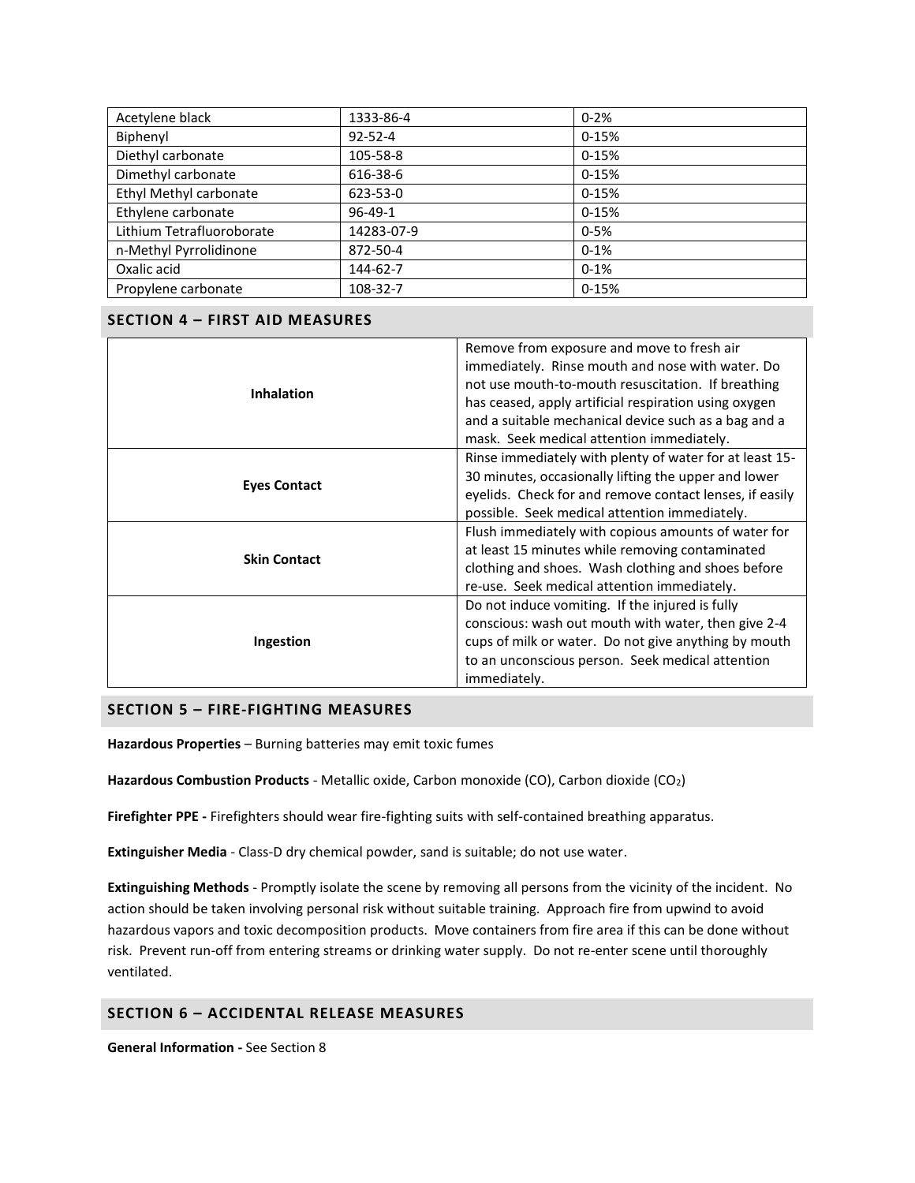| | | |
|---|---|---|
| Acetylene black | 1333-86-4 | 0-2% |
| Biphenyl | 92-52-4 | 0-15% |
| Diethyl carbonate | 105-58-8 | 0-15% |
| Dimethyl carbonate | 616-38-6 | 0-15% |
| Ethyl Methyl carbonate | 623-53-0 | 0-15% |
| Ethylene carbonate | 96-49-1 | 0-15% |
| Lithium Tetrafluoroborate | 14283-07-9 | 0-5% |
| n-Methyl Pyrrolidinone | 872-50-4 | 0-1% |
| Oxalic acid | 144-62-7 | 0-1% |
| Propylene carbonate | 108-32-7 | 0-15% |

## SECTION 4 – FIRST AID MEASURES

| | |
|---|---|
| **Inhalation** | Remove from exposure and move to fresh air immediately. Rinse mouth and nose with water. Do not use mouth-to-mouth resuscitation. If breathing has ceased, apply artificial respiration using oxygen and a suitable mechanical device such as a bag and a mask. Seek medical attention immediately. |
| **Eyes Contact** | Rinse immediately with plenty of water for at least 15-30 minutes, occasionally lifting the upper and lower eyelids. Check for and remove contact lenses, if easily possible. Seek medical attention immediately. |
| **Skin Contact** | Flush immediately with copious amounts of water for at least 15 minutes while removing contaminated clothing and shoes. Wash clothing and shoes before re-use. Seek medical attention immediately. |
| **Ingestion** | Do not induce vomiting. If the injured is fully conscious: wash out mouth with water, then give 2-4 cups of milk or water. Do not give anything by mouth to an unconscious person. Seek medical attention immediately. |

## SECTION 5 – FIRE-FIGHTING MEASURES

**Hazardous Properties** – Burning batteries may emit toxic fumes

**Hazardous Combustion Products** - Metallic oxide, Carbon monoxide (CO), Carbon dioxide ($CO_2$)

**Firefighter PPE -** Firefighters should wear fire-fighting suits with self-contained breathing apparatus.

**Extinguisher Media** - Class-D dry chemical powder, sand is suitable; do not use water.

**Extinguishing Methods** - Promptly isolate the scene by removing all persons from the vicinity of the incident. No action should be taken involving personal risk without suitable training. Approach fire from upwind to avoid hazardous vapors and toxic decomposition products. Move containers from fire area if this can be done without risk. Prevent run-off from entering streams or drinking water supply. Do not re-enter scene until thoroughly ventilated.

## SECTION 6 – ACCIDENTAL RELEASE MEASURES

**General Information -** See Section 8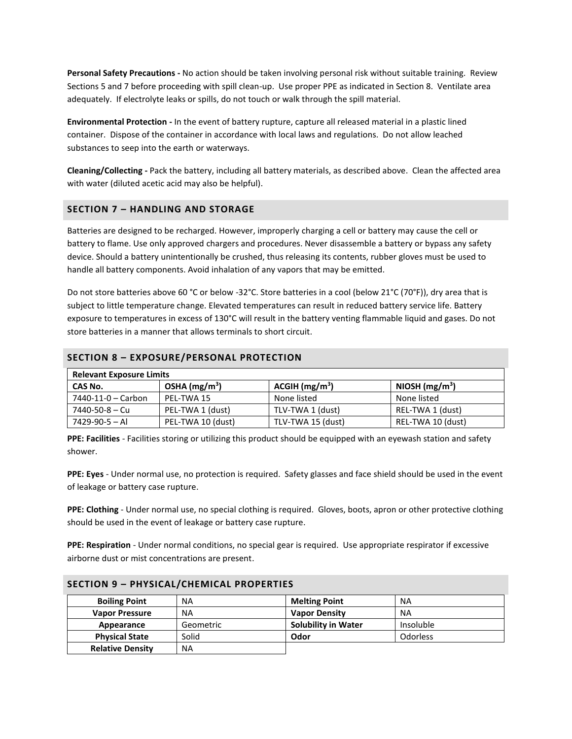**Personal Safety Precautions -** No action should be taken involving personal risk without suitable training. Review Sections 5 and 7 before proceeding with spill clean-up. Use proper PPE as indicated in Section 8. Ventilate area adequately. If electrolyte leaks or spills, do not touch or walk through the spill material.

**Environmental Protection -** In the event of battery rupture, capture all released material in a plastic lined container. Dispose of the container in accordance with local laws and regulations. Do not allow leached substances to seep into the earth or waterways.

**Cleaning/Collecting -** Pack the battery, including all battery materials, as described above. Clean the affected area with water (diluted acetic acid may also be helpful).

## SECTION 7 – HANDLING AND STORAGE

Batteries are designed to be recharged. However, improperly charging a cell or battery may cause the cell or battery to flame. Use only approved chargers and procedures. Never disassemble a battery or bypass any safety device. Should a battery unintentionally be crushed, thus releasing its contents, rubber gloves must be used to handle all battery components. Avoid inhalation of any vapors that may be emitted.

Do not store batteries above 60 °C or below -32°C. Store batteries in a cool (below 21°C (70°F)), dry area that is subject to little temperature change. Elevated temperatures can result in reduced battery service life. Battery exposure to temperatures in excess of 130°C will result in the battery venting flammable liquid and gases. Do not store batteries in a manner that allows terminals to short circuit.

## SECTION 8 – EXPOSURE/PERSONAL PROTECTION

| **Relevant Exposure Limits** | | | |
|---|---|---|---|
| **CAS No.** | **OSHA ($mg/m^3$)** | **ACGIH ($mg/m^3$)** | **NIOSH ($mg/m^3$)** |
| 7440-11-0 – Carbon | PEL-TWA 15 | None listed | None listed |
| 7440-50-8 – Cu | PEL-TWA 1 (dust) | TLV-TWA 1 (dust) | REL-TWA 1 (dust) |
| 7429-90-5 – Al | PEL-TWA 10 (dust) | TLV-TWA 15 (dust) | REL-TWA 10 (dust) |

**PPE: Facilities** - Facilities storing or utilizing this product should be equipped with an eyewash station and safety shower.

**PPE: Eyes** - Under normal use, no protection is required. Safety glasses and face shield should be used in the event of leakage or battery case rupture.

**PPE: Clothing** - Under normal use, no special clothing is required. Gloves, boots, apron or other protective clothing should be used in the event of leakage or battery case rupture.

**PPE: Respiration** - Under normal conditions, no special gear is required. Use appropriate respirator if excessive airborne dust or mist concentrations are present.

## SECTION 9 – PHYSICAL/CHEMICAL PROPERTIES

| | | | |
|---|---|---|---|
| **Boiling Point** | NA | **Melting Point** | NA |
| **Vapor Pressure** | NA | **Vapor Density** | NA |
| **Appearance** | Geometric | **Solubility in Water** | Insoluble |
| **Physical State** | Solid | **Odor** | Odorless |
| **Relative Density** | NA | | |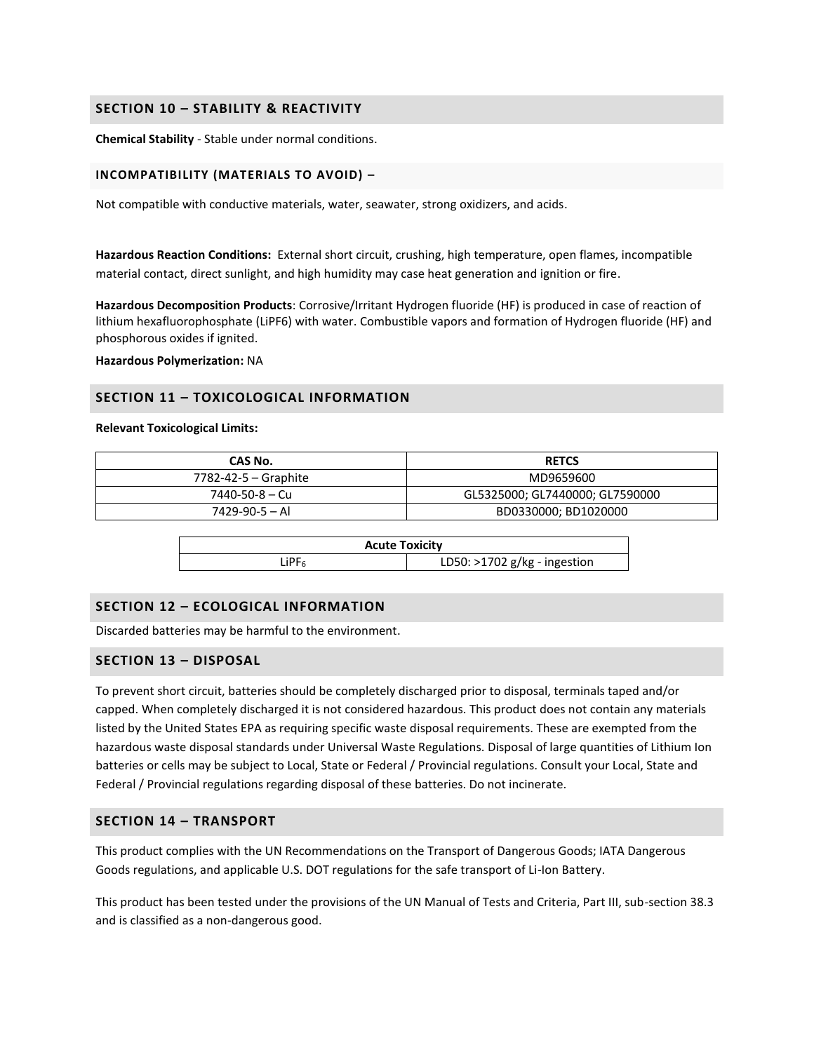## SECTION 10 – STABILITY & REACTIVITY

**Chemical Stability** - Stable under normal conditions.

### INCOMPATIBILITY (MATERIALS TO AVOID) –

Not compatible with conductive materials, water, seawater, strong oxidizers, and acids.

**Hazardous Reaction Conditions:** External short circuit, crushing, high temperature, open flames, incompatible material contact, direct sunlight, and high humidity may case heat generation and ignition or fire.

**Hazardous Decomposition Products**: Corrosive/Irritant Hydrogen fluoride (HF) is produced in case of reaction of lithium hexafluorophosphate ($LiPF_6$) with water. Combustible vapors and formation of Hydrogen fluoride (HF) and phosphorous oxides if ignited.

**Hazardous Polymerization:** NA

## SECTION 11 – TOXICOLOGICAL INFORMATION

**Relevant Toxicological Limits:**

| CAS No. | RETCS |
|---|---|
| 7782-42-5 – Graphite | MD9659600 |
| 7440-50-8 – Cu | GL5325000; GL7440000; GL7590000 |
| 7429-90-5 – Al | BD0330000; BD1020000 |

| Acute Toxicity | |
|---|---|
| $LiPF_6$ | LD50: >1702 g/kg - ingestion |

## SECTION 12 – ECOLOGICAL INFORMATION

Discarded batteries may be harmful to the environment.

## SECTION 13 – DISPOSAL

To prevent short circuit, batteries should be completely discharged prior to disposal, terminals taped and/or capped. When completely discharged it is not considered hazardous. This product does not contain any materials listed by the United States EPA as requiring specific waste disposal requirements. These are exempted from the hazardous waste disposal standards under Universal Waste Regulations. Disposal of large quantities of Lithium Ion batteries or cells may be subject to Local, State or Federal / Provincial regulations. Consult your Local, State and Federal / Provincial regulations regarding disposal of these batteries. Do not incinerate.

## SECTION 14 – TRANSPORT

This product complies with the UN Recommendations on the Transport of Dangerous Goods; IATA Dangerous Goods regulations, and applicable U.S. DOT regulations for the safe transport of Li-Ion Battery.

This product has been tested under the provisions of the UN Manual of Tests and Criteria, Part III, sub-section 38.3 and is classified as a non-dangerous good.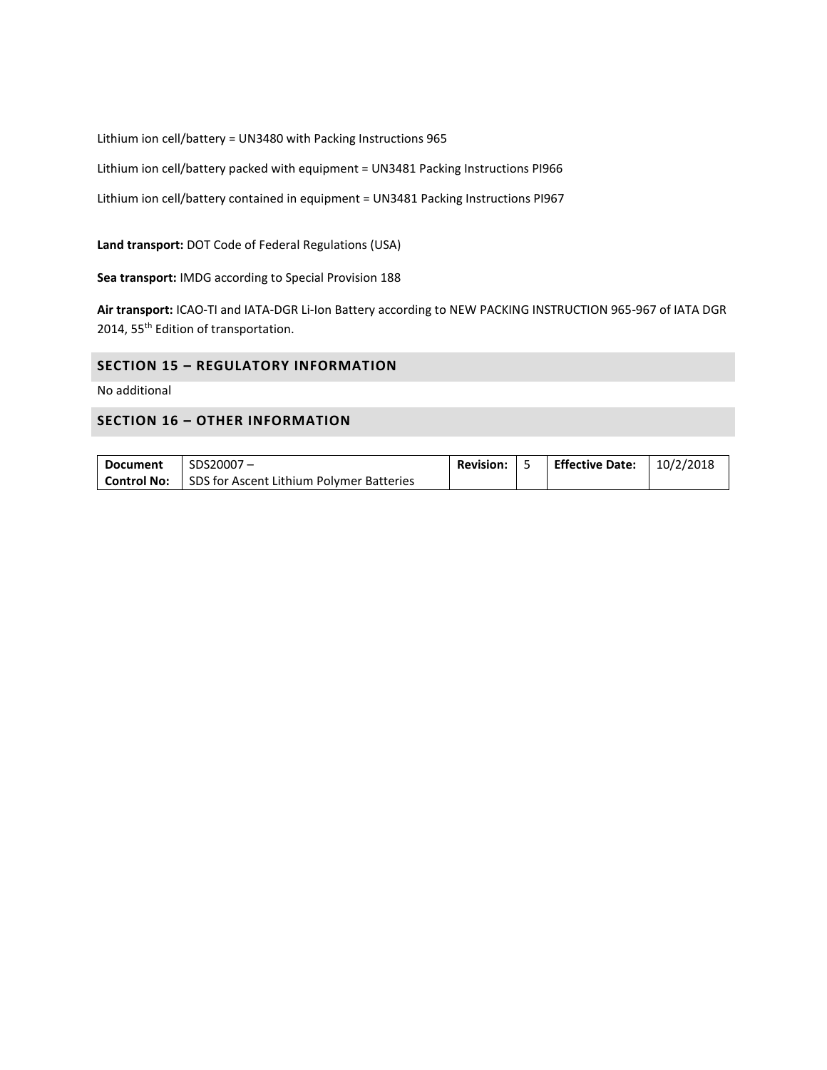Lithium ion cell/battery = UN3480 with Packing Instructions 965

Lithium ion cell/battery packed with equipment = UN3481 Packing Instructions PI966

Lithium ion cell/battery contained in equipment = UN3481 Packing Instructions PI967

**Land transport:** DOT Code of Federal Regulations (USA)

**Sea transport:** IMDG according to Special Provision 188

**Air transport:** ICAO-TI and IATA-DGR Li-Ion Battery according to NEW PACKING INSTRUCTION 965-967 of IATA DGR 2014, 55$^{th}$ Edition of transportation.

## SECTION 15 – REGULATORY INFORMATION

No additional

## SECTION 16 – OTHER INFORMATION

| | | | | | |
|---|---|---|---|---|---|
| **Document Control No:** | SDS20007 – SDS for Ascent Lithium Polymer Batteries | **Revision:** | 5 | **Effective Date:** | 10/2/2018 |